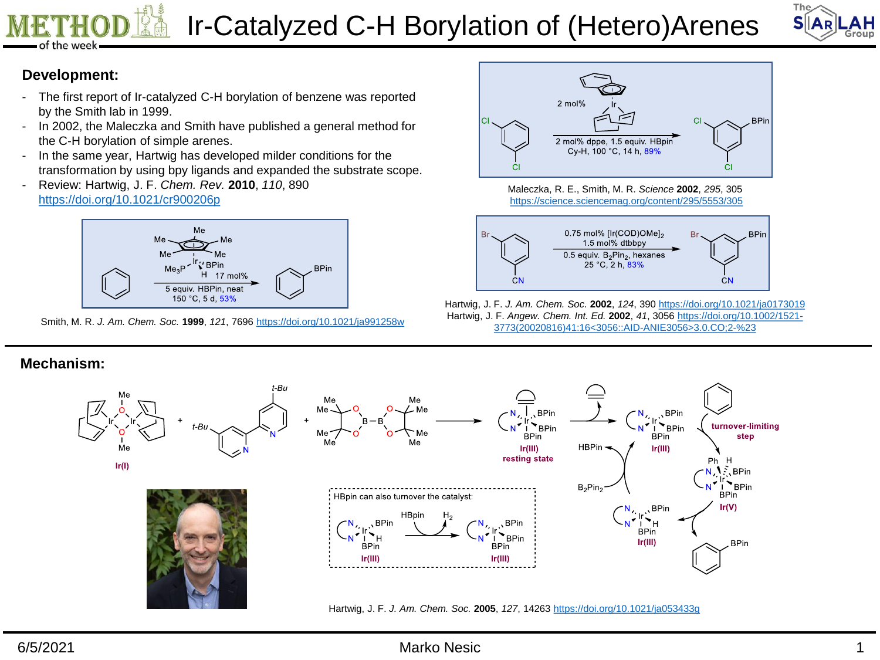# Ir-Catalyzed C-H Borylation of (Hetero)Arenes

## Development:

- The first report of Ir-catalyzed C-H borylation of benzene was reported by the Smith lab in 1999.
- In 2002, the Maleczka and Smith have published a general method for the C-H borylation of simple arenes.
- In the same year, Hartwig has developed milder conditions for the transformation by using bpy ligands and expanded the substrate scope.
- Review: Hartwig, J. F. *Chem. Rev.* **2010**, *110*, 890 https://doi.org/10.1021/cr900206p

17 mol% $Cp^*Ir(PMe_3)(H)(BPin)$; 5 equiv. HBPin, neat, 150 °C, 5 d, 53%

Smith, M. R. *J. Am. Chem. Soc.* **1999**, *121*, 7696 https://doi.org/10.1021/ja991258w

2 mol% (Ind)Ir(COD); 2 mol% dppe, 1.5 equiv. HBpin, Cy-H, 100 °C, 14 h, 89%

Maleczka, R. E., Smith, M. R. *Science* **2002**, *295*, 305 https://science.sciencemag.org/content/295/5553/305

0.75 mol% $[Ir(COD)OMe]_2$, 1.5 mol% dtbbpy; 0.5 equiv. $B_2Pin_2$, hexanes, 25 °C, 2 h, 83%

Hartwig, J. F. *J. Am. Chem. Soc.* **2002**, *124*, 390 https://doi.org/10.1021/ja0173019
Hartwig, J. F. *Angew. Chem. Int. Ed.* **2002**, *41*, 3056 https://doi.org/10.1002/1521-3773(20020816)41:16<3056::AID-ANIE3056>3.0.CO;2-%23

## Mechanism:

Ir(I) + dtbpy + $B_2Pin_2$ → Ir(III) resting state → Ir(III) → turnover-limiting step → Ir(V) → Ir(III) ($HBPin$, $B_2Pin_2$)

HBpin can also turnover the catalyst: Ir(III) —HBpin, $H_2$→ Ir(III)

Hartwig, J. F. *J. Am. Chem. Soc.* **2005**, *127*, 14263 https://doi.org/10.1021/ja053433g

6/5/2021 Marko Nesic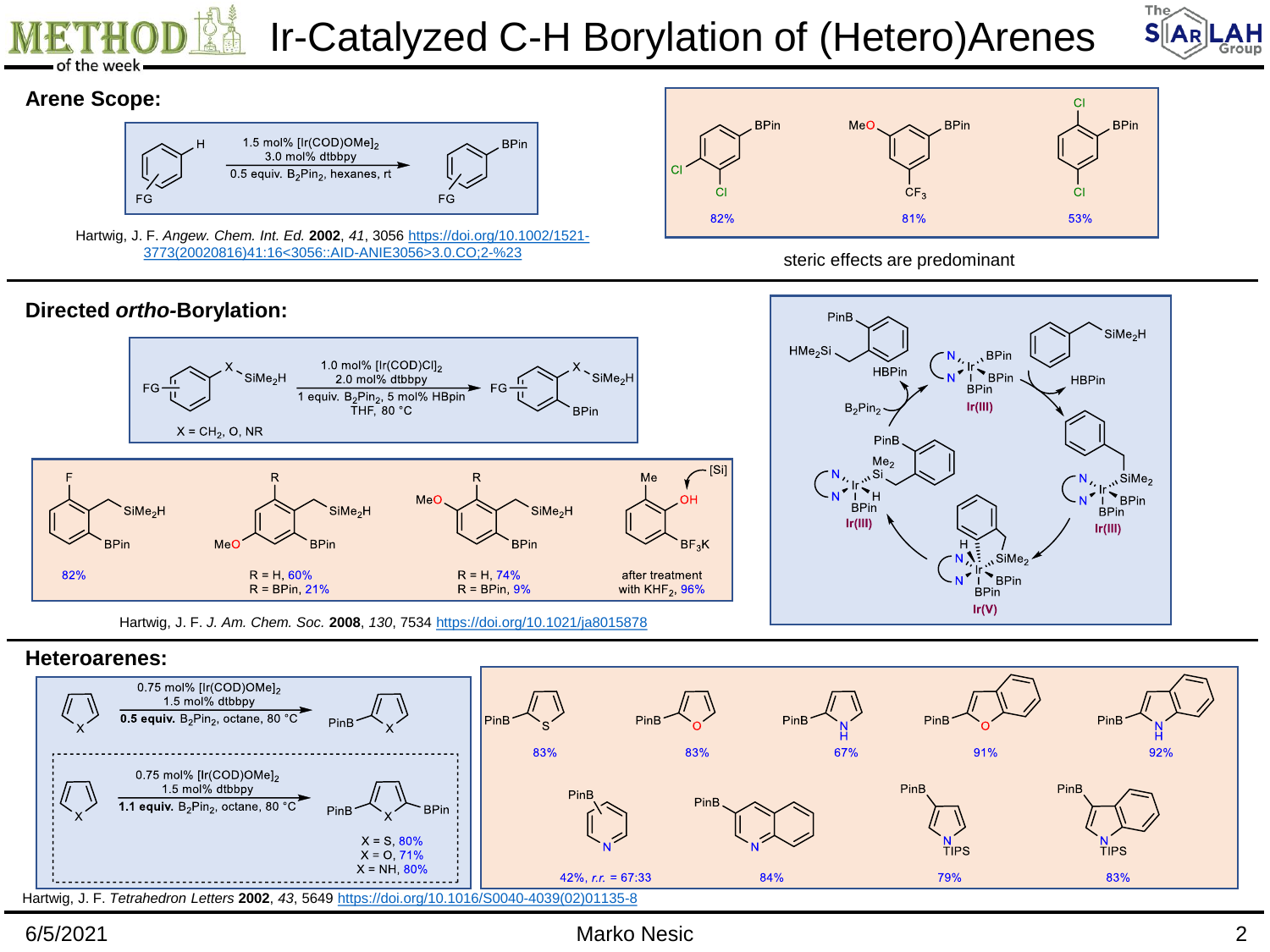# Ir-Catalyzed C-H Borylation of (Hetero)Arenes

## Arene Scope:

FG-arene–H → FG-arene–BPin

1.5 mol% $[Ir(COD)OMe]_2$
3.0 mol% dtbbpy
0.5 equiv. $B_2Pin_2$, hexanes, rt

Hartwig, J. F. *Angew. Chem. Int. Ed.* **2002**, *41*, 3056 https://doi.org/10.1002/1521-3773(20020816)41:16<3056::AID-ANIE3056>3.0.CO;2-%23

- 3,4-dichlorophenyl-BPin: 82%
- 3-MeO-5-$CF_3$-phenyl-BPin: 81%
- 2,5-dichlorophenyl-BPin: 53%

steric effects are predominant

## Directed *ortho*-Borylation:

FG-arene–X–$SiMe_2H$ → FG-arene(*ortho*-BPin)–X–$SiMe_2H$

1.0 mol% $[Ir(COD)Cl]_2$
2.0 mol% dtbbpy
1 equiv. $B_2Pin_2$, 5 mol% HBpin
THF, 80 °C

X = $CH_2$, O, NR

- F-substituted: 82%
- R, MeO-substituted: R = H, 60%; R = BPin, 21%
- R, MeO-substituted: R = H, 74%; R = BPin, 9%
- Me, OH, $BF_3K$: after treatment with $KHF_2$, 96%

Catalytic cycle: Ir(III) → Ir(III) → Ir(V) → Ir(III); HBPin, $B_2Pin_2$

Hartwig, J. F. *J. Am. Chem. Soc.* **2008**, *130*, 7534 https://doi.org/10.1021/ja8015878

## Heteroarenes:

0.75 mol% $[Ir(COD)OMe]_2$
1.5 mol% dtbbpy
**0.5 equiv.** $B_2Pin_2$, octane, 80 °C

0.75 mol% $[Ir(COD)OMe]_2$
1.5 mol% dtbbpy
**1.1 equiv.** $B_2Pin_2$, octane, 80 °C

2,5-bis(BPin): X = S, 80%; X = O, 71%; X = NH, 80%

- 2-PinB-thiophene: 83%
- 2-PinB-furan: 83%
- 2-PinB-pyrrole: 67%
- 2-PinB-benzofuran: 91%
- 2-PinB-indole: 92%
- PinB-pyridine: 42%, r.r. = 67:33
- PinB-quinoline: 84%
- 3-PinB-N-TIPS-pyrrole: 79%
- 3-PinB-N-TIPS-indole: 83%

Hartwig, J. F. *Tetrahedron Letters* **2002**, *43*, 5649 https://doi.org/10.1016/S0040-4039(02)01135-8

6/5/2021 Marko Nesic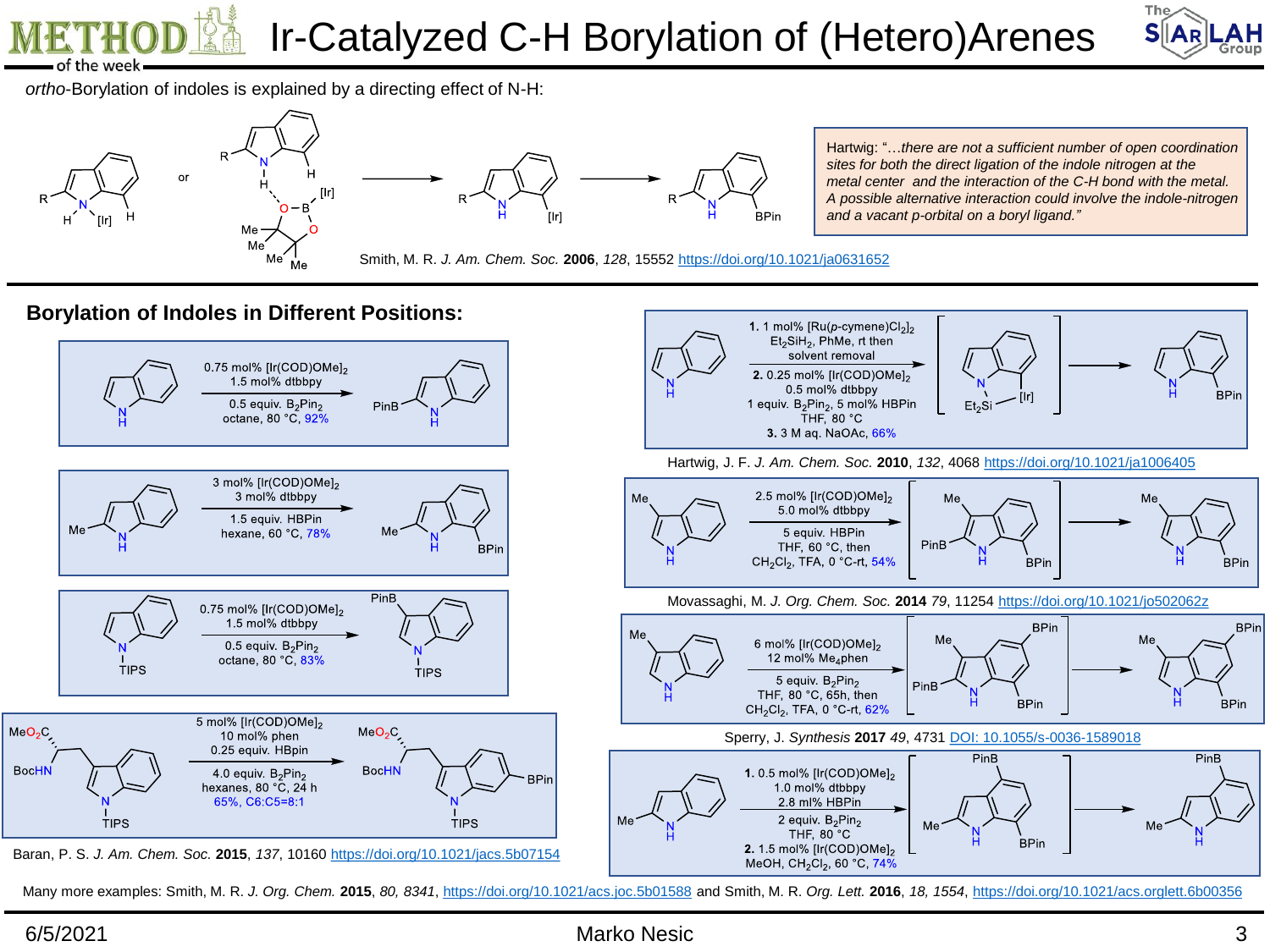# Ir-Catalyzed C-H Borylation of (Hetero)Arenes

*ortho*-Borylation of indoles is explained by a directing effect of N-H:

Smith, M. R. *J. Am. Chem. Soc.* **2006**, *128*, 15552 https://doi.org/10.1021/ja0631652

> Hartwig: "*…there are not a sufficient number of open coordination sites for both the direct ligation of the indole nitrogen at the metal center and the interaction of the C-H bond with the metal. A possible alternative interaction could involve the indole-nitrogen and a vacant p-orbital on a boryl ligand.*"

## Borylation of Indoles in Different Positions:

- 0.75 mol% $[Ir(COD)OMe]_2$, 1.5 mol% dtbbpy, 0.5 equiv. $B_2Pin_2$, octane, 80 °C, 92%
- 3 mol% $[Ir(COD)OMe]_2$, 3 mol% dtbbpy, 1.5 equiv. HBPin, hexane, 60 °C, 78%
- 0.75 mol% $[Ir(COD)OMe]_2$, 1.5 mol% dtbbpy, 0.5 equiv. $B_2Pin_2$, octane, 80 °C, 83%
- 5 mol% $[Ir(COD)OMe]_2$, 10 mol% phen, 0.25 equiv. HBpin, 4.0 equiv. $B_2Pin_2$, hexanes, 80 °C, 24 h, 65%, C6:C5=8:1

Baran, P. S. *J. Am. Chem. Soc.* **2015**, *137*, 10160 https://doi.org/10.1021/jacs.5b07154

- **1.** 1 mol% $[Ru(p\text{-cymene})Cl_2]_2$, $Et_2SiH_2$, PhMe, rt then solvent removal; **2.** 0.25 mol% $[Ir(COD)OMe]_2$, 0.5 mol% dtbbpy, 1 equiv. $B_2Pin_2$, 5 mol% HBPin, THF, 80 °C; **3.** 3 M aq. NaOAc, 66%

Hartwig, J. F. *J. Am. Chem. Soc.* **2010**, *132*, 4068 https://doi.org/10.1021/ja1006405

- 2.5 mol% $[Ir(COD)OMe]_2$, 5.0 mol% dtbbpy, 5 equiv. HBPin, THF, 60 °C, then $CH_2Cl_2$, TFA, 0 °C-rt, 54%

Movassaghi, M. *J. Org. Chem. Soc.* **2014** *79*, 11254 https://doi.org/10.1021/jo502062z

- 6 mol% $[Ir(COD)OMe]_2$, 12 mol% $Me_4$phen, 5 equiv. $B_2Pin_2$, THF, 80 °C, 65h, then $CH_2Cl_2$, TFA, 0 °C-rt, 62%

Sperry, J. *Synthesis* **2017** *49*, 4731 DOI: 10.1055/s-0036-1589018

- **1.** 0.5 mol% $[Ir(COD)OMe]_2$, 1.0 mol% dtbbpy, 2.8 ml% HBPin, 2 equiv. $B_2Pin_2$, THF, 80 °C; **2.** 1.5 mol% $[Ir(COD)OMe]_2$, MeOH, $CH_2Cl_2$, 60 °C, 74%

Many more examples: Smith, M. R. *J. Org. Chem.* **2015**, *80, 8341*, https://doi.org/10.1021/acs.joc.5b01588 and Smith, M. R. *Org. Lett.* **2016**, *18, 1554*, https://doi.org/10.1021/acs.orglett.6b00356

6/5/2021 Marko Nesic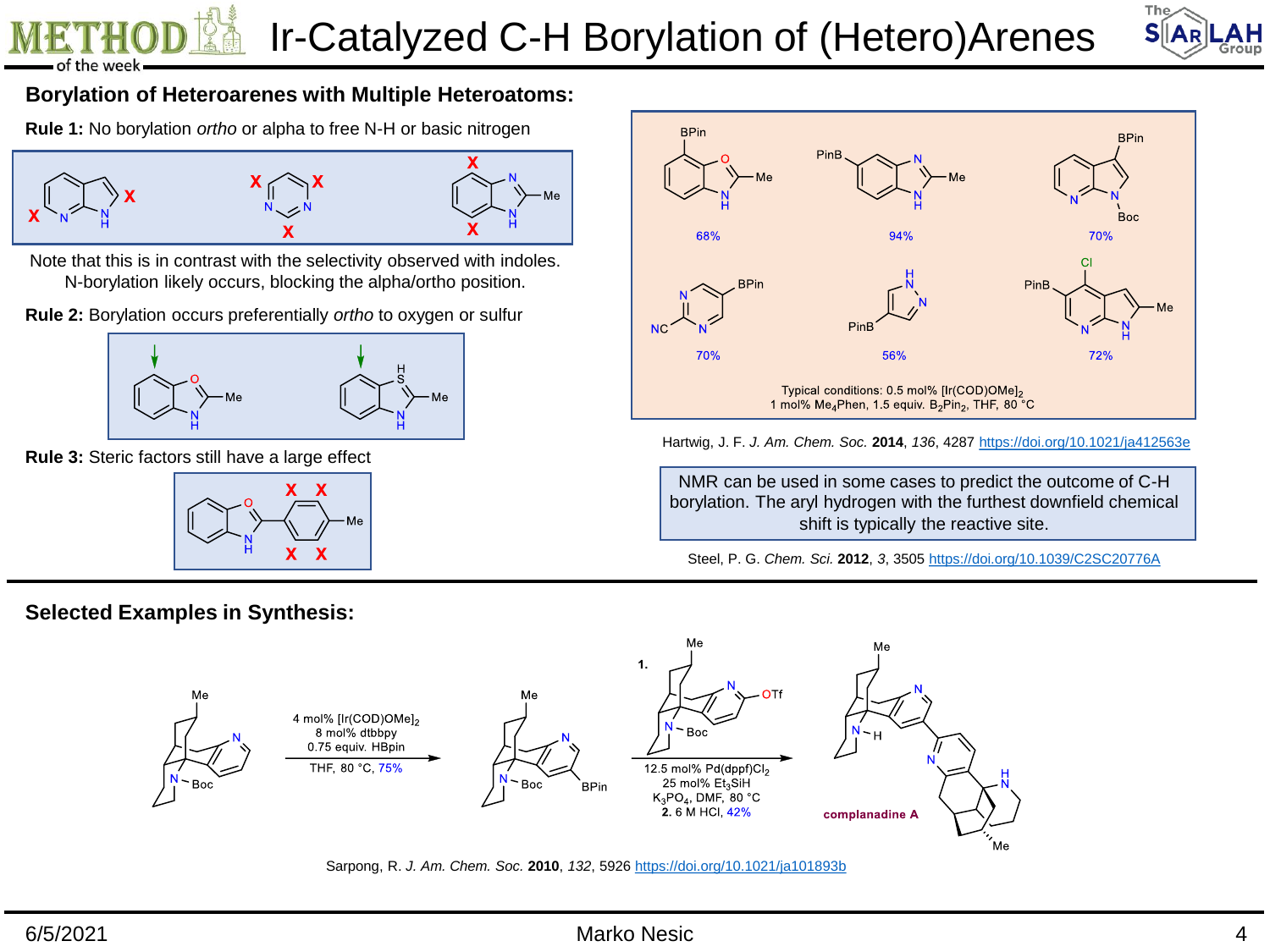# Ir-Catalyzed C-H Borylation of (Hetero)Arenes

## Borylation of Heteroarenes with Multiple Heteroatoms:

**Rule 1:** No borylation *ortho* or alpha to free N-H or basic nitrogen

Note that this is in contrast with the selectivity observed with indoles. N-borylation likely occurs, blocking the alpha/ortho position.

**Rule 2:** Borylation occurs preferentially *ortho* to oxygen or sulfur

**Rule 3:** Steric factors still have a large effect

68% | 94% | 70%

70% | 56% | 72%

Typical conditions: 0.5 mol% $[Ir(COD)OMe]_2$
1 mol% $Me_4Phen$, 1.5 equiv. $B_2Pin_2$, THF, 80 °C

Hartwig, J. F. *J. Am. Chem. Soc.* **2014**, *136*, 4287 https://doi.org/10.1021/ja412563e

NMR can be used in some cases to predict the outcome of C-H borylation. The aryl hydrogen with the furthest downfield chemical shift is typically the reactive site.

Steel, P. G. *Chem. Sci.* **2012**, *3*, 3505 https://doi.org/10.1039/C2SC20776A

## Selected Examples in Synthesis:

4 mol% $[Ir(COD)OMe]_2$
8 mol% dtbbpy
0.75 equiv. HBpin
THF, 80 °C, 75%

**1.** 12.5 mol% $Pd(dppf)Cl_2$
25 mol% $Et_3SiH$
$K_3PO_4$, DMF, 80 °C
**2.** 6 M HCl, 42%

complanadine A

Sarpong, R. *J. Am. Chem. Soc.* **2010**, *132*, 5926 https://doi.org/10.1021/ja101893b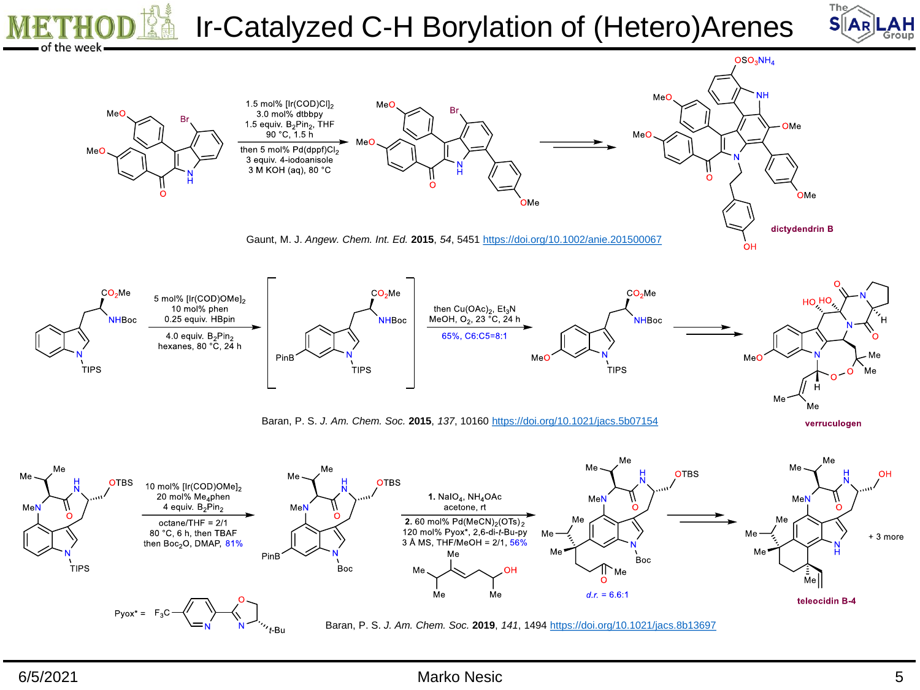# Ir-Catalyzed C-H Borylation of (Hetero)Arenes

1.5 mol% $[Ir(COD)Cl]_2$
3.0 mol% dtbbpy
1.5 equiv. $B_2Pin_2$, THF
90 °C, 1.5 h

then 5 mol% $Pd(dppf)Cl_2$
3 equiv. 4-iodoanisole
3 M KOH (aq), 80 °C

**dictydendrin B**

Gaunt, M. J. *Angew. Chem. Int. Ed.* **2015**, *54*, 5451 https://doi.org/10.1002/anie.201500067

5 mol% $[Ir(COD)OMe]_2$
10 mol% phen
0.25 equiv. HBpin

4.0 equiv. $B_2Pin_2$
hexanes, 80 °C, 24 h

then $Cu(OAc)_2$, $Et_3N$
MeOH, $O_2$, 23 °C, 24 h

65%, C6:C5=8:1

**verruculogen**

Baran, P. S. *J. Am. Chem. Soc.* **2015**, *137*, 10160 https://doi.org/10.1021/jacs.5b07154

10 mol% $[Ir(COD)OMe]_2$
20 mol% $Me_4$phen
4 equiv. $B_2Pin_2$

octane/THF = 2/1
80 °C, 6 h, then TBAF
then $Boc_2O$, DMAP, 81%

**1.** $NaIO_4$, $NH_4OAc$
acetone, rt

**2.** 60 mol% $Pd(MeCN)_2(OTs)_2$
120 mol% Pyox*, 2,6-di-*t*-Bu-py
3 Å MS, THF/MeOH = 2/1, 56%

*d.r.* = 6.6:1

**teleocidin B-4** + 3 more

Pyox* =

Baran, P. S. *J. Am. Chem. Soc.* **2019**, *141*, 1494 https://doi.org/10.1021/jacs.8b13697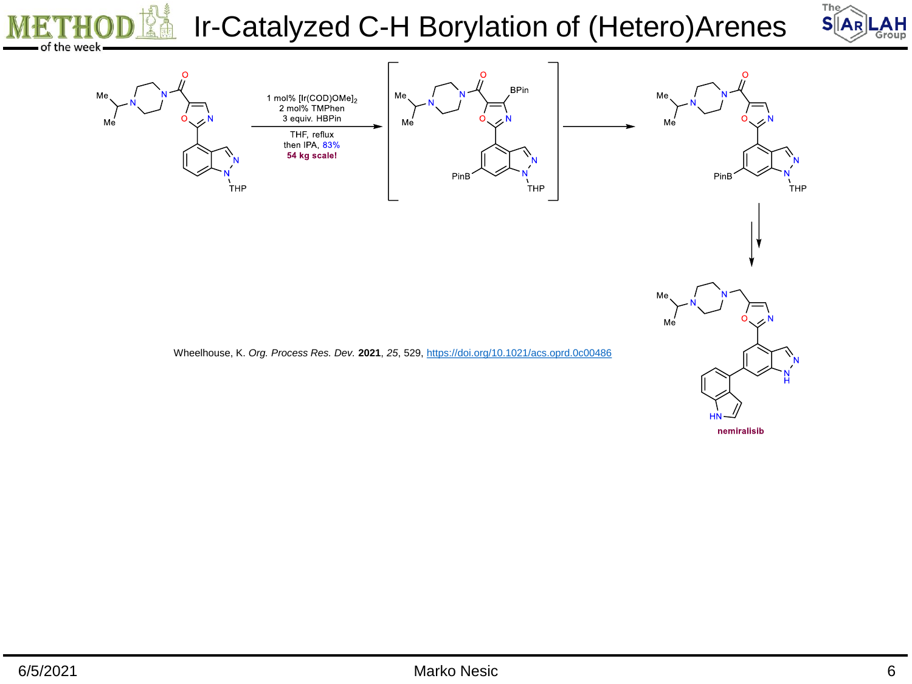# Ir-Catalyzed C-H Borylation of (Hetero)Arenes

1 mol% $[Ir(COD)OMe]_2$
2 mol% TMPhen
3 equiv. HBPin

THF, reflux
then IPA, 83%
**54 kg scale!**

**nemiralisib**

Wheelhouse, K. *Org. Process Res. Dev.* **2021**, *25*, 529, https://doi.org/10.1021/acs.oprd.0c00486